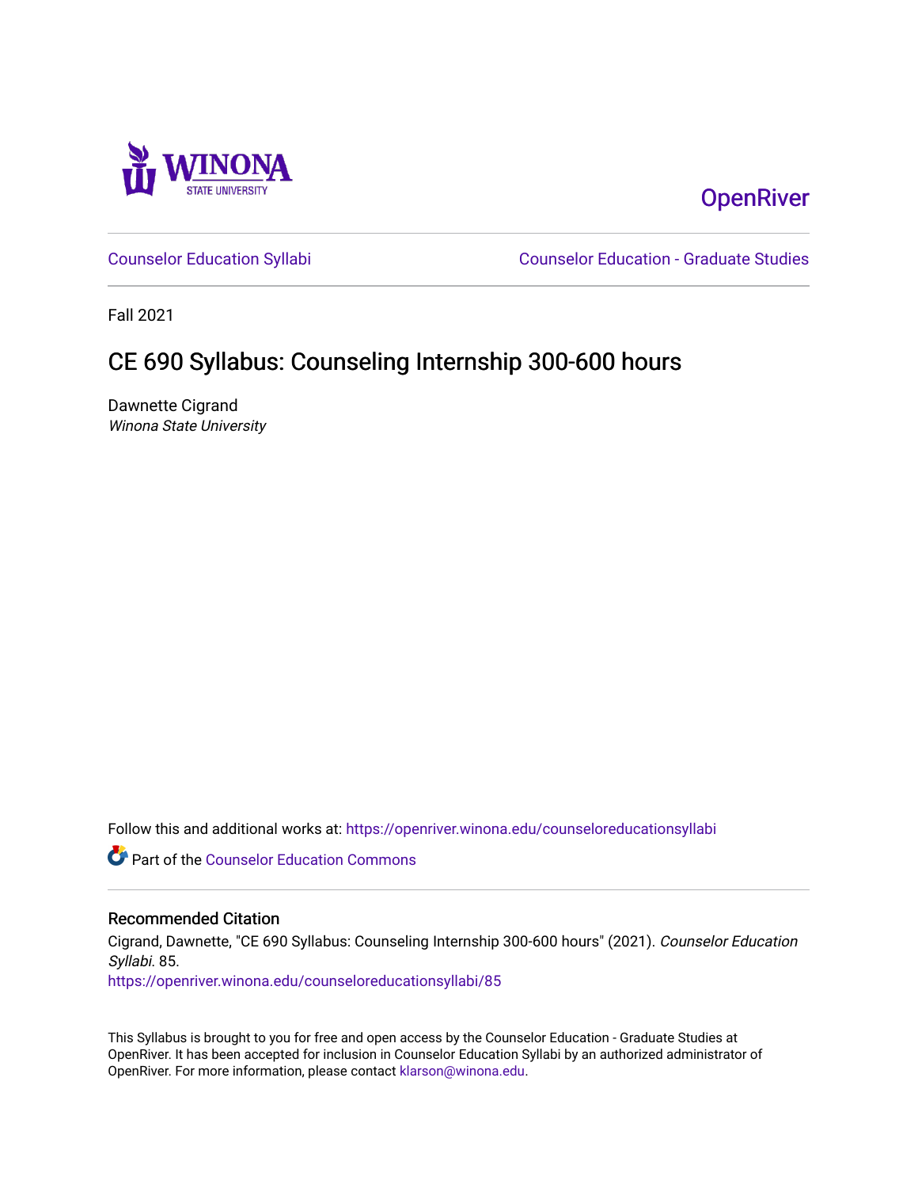Winona State University

OpenRiver

Counselor Education Syllabi | Counselor Education - Graduate Studies

Fall 2021

# CE 690 Syllabus: Counseling Internship 300-600 hours

Dawnette Cigrand
*Winona State University*

Follow this and additional works at: https://openriver.winona.edu/counseloreducationsyllabi

Part of the Counselor Education Commons

## Recommended Citation

Cigrand, Dawnette, "CE 690 Syllabus: Counseling Internship 300-600 hours" (2021). *Counselor Education Syllabi*. 85.
https://openriver.winona.edu/counseloreducationsyllabi/85

This Syllabus is brought to you for free and open access by the Counselor Education - Graduate Studies at OpenRiver. It has been accepted for inclusion in Counselor Education Syllabi by an authorized administrator of OpenRiver. For more information, please contact klarson@winona.edu.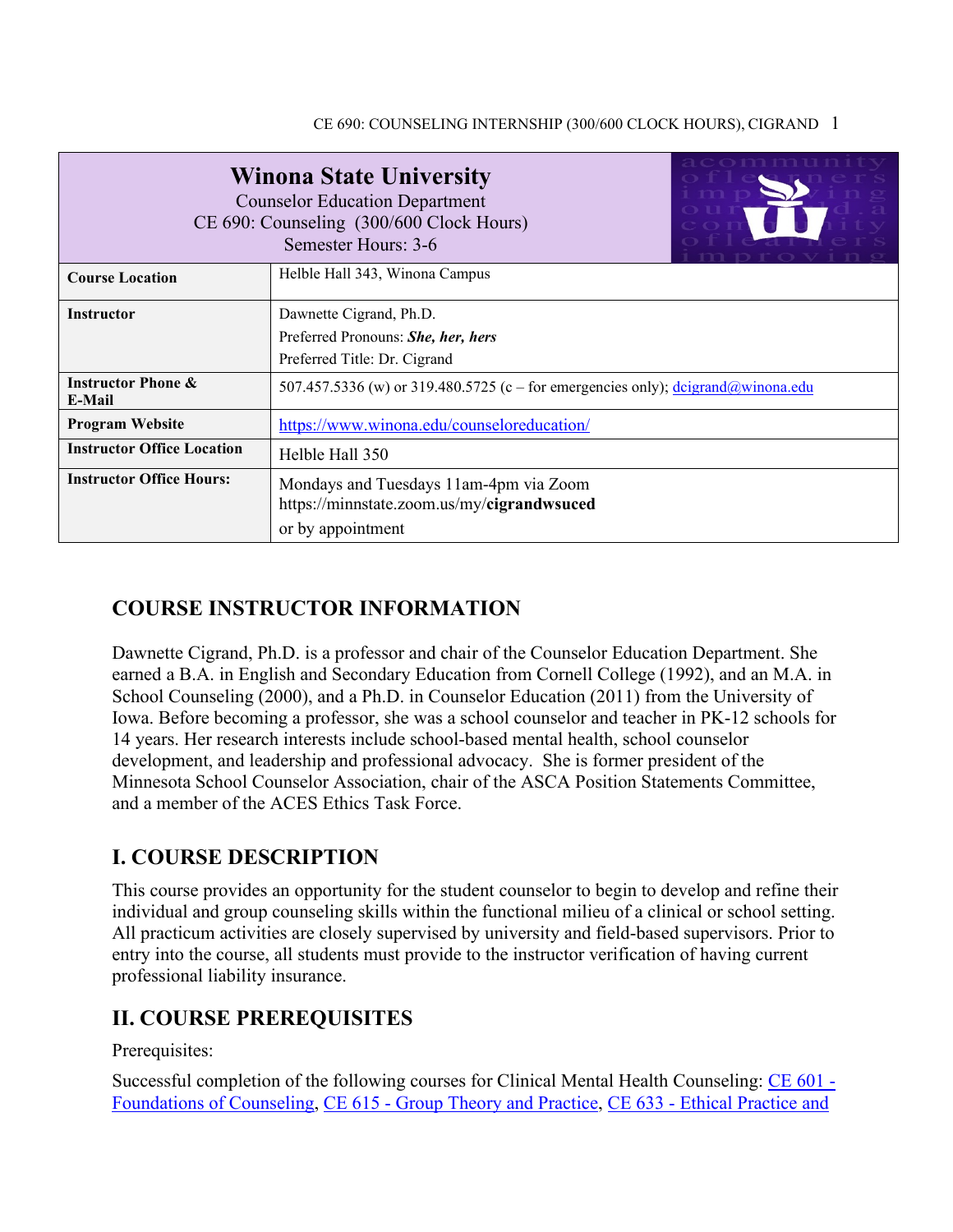| **Winona State University**<br>Counselor Education Department<br>CE 690: Counseling (300/600 Clock Hours)<br>Semester Hours: 3-6 | |
|---|---|
| **Course Location** | Helble Hall 343, Winona Campus |
| **Instructor** | Dawnette Cigrand, Ph.D.<br>Preferred Pronouns: ***She, her, hers***<br>Preferred Title: Dr. Cigrand |
| **Instructor Phone & E-Mail** | 507.457.5336 (w) or 319.480.5725 (c – for emergencies only); dcigrand@winona.edu |
| **Program Website** | https://www.winona.edu/counseloreducation/ |
| **Instructor Office Location** | Helble Hall 350 |
| **Instructor Office Hours:** | Mondays and Tuesdays 11am-4pm via Zoom<br>https://minnstate.zoom.us/my/**cigrandwsuced**<br>or by appointment |

## COURSE INSTRUCTOR INFORMATION

Dawnette Cigrand, Ph.D. is a professor and chair of the Counselor Education Department. She earned a B.A. in English and Secondary Education from Cornell College (1992), and an M.A. in School Counseling (2000), and a Ph.D. in Counselor Education (2011) from the University of Iowa. Before becoming a professor, she was a school counselor and teacher in PK-12 schools for 14 years. Her research interests include school-based mental health, school counselor development, and leadership and professional advocacy. She is former president of the Minnesota School Counselor Association, chair of the ASCA Position Statements Committee, and a member of the ACES Ethics Task Force.

## I. COURSE DESCRIPTION

This course provides an opportunity for the student counselor to begin to develop and refine their individual and group counseling skills within the functional milieu of a clinical or school setting. All practicum activities are closely supervised by university and field-based supervisors. Prior to entry into the course, all students must provide to the instructor verification of having current professional liability insurance.

## II. COURSE PREREQUISITES

Prerequisites:

Successful completion of the following courses for Clinical Mental Health Counseling: CE 601 - Foundations of Counseling, CE 615 - Group Theory and Practice, CE 633 - Ethical Practice and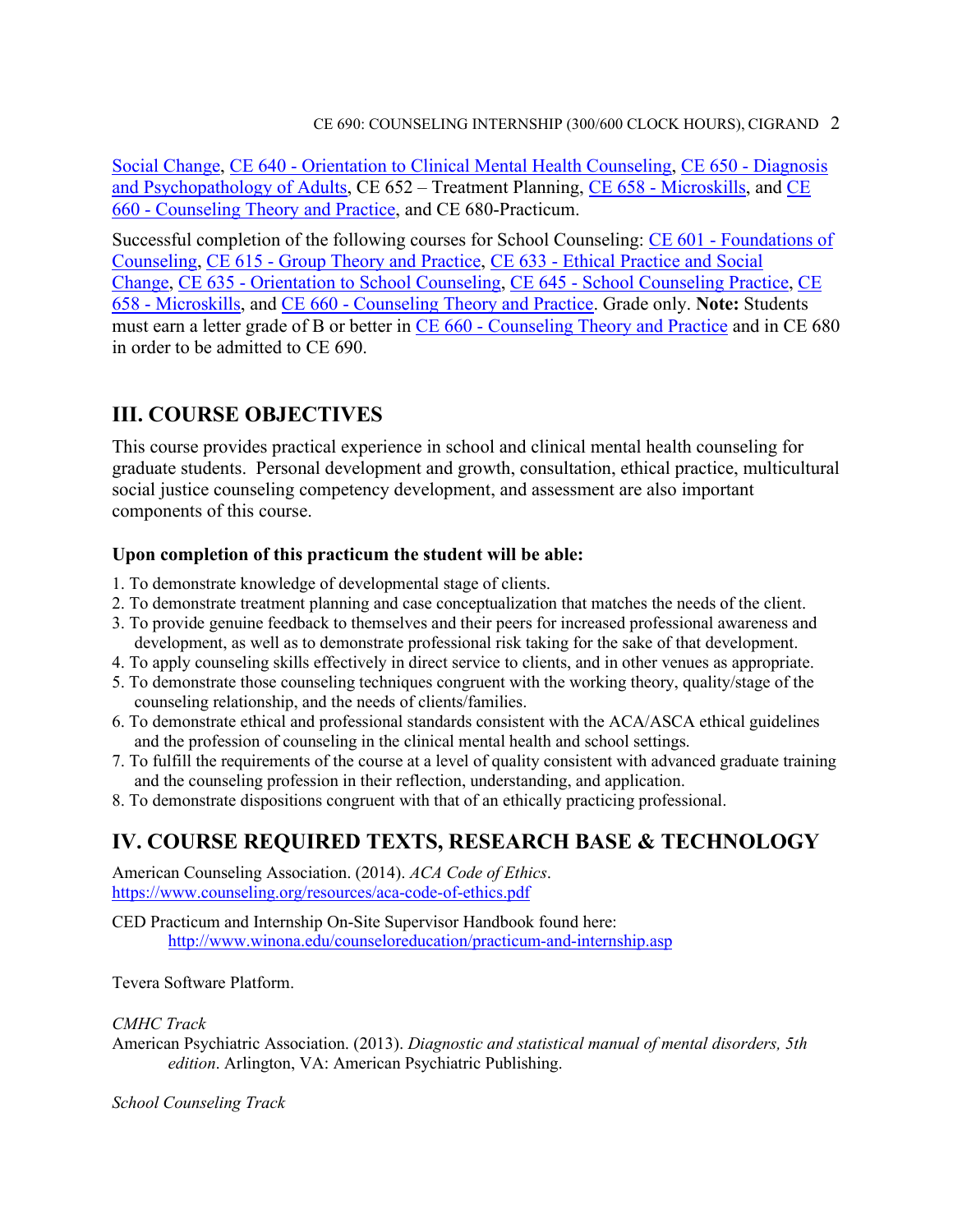Social Change, CE 640 - Orientation to Clinical Mental Health Counseling, CE 650 - Diagnosis and Psychopathology of Adults, CE 652 – Treatment Planning, CE 658 - Microskills, and CE 660 - Counseling Theory and Practice, and CE 680-Practicum.

Successful completion of the following courses for School Counseling: CE 601 - Foundations of Counseling, CE 615 - Group Theory and Practice, CE 633 - Ethical Practice and Social Change, CE 635 - Orientation to School Counseling, CE 645 - School Counseling Practice, CE 658 - Microskills, and CE 660 - Counseling Theory and Practice. Grade only. **Note:** Students must earn a letter grade of B or better in CE 660 - Counseling Theory and Practice and in CE 680 in order to be admitted to CE 690.

## III. COURSE OBJECTIVES

This course provides practical experience in school and clinical mental health counseling for graduate students. Personal development and growth, consultation, ethical practice, multicultural social justice counseling competency development, and assessment are also important components of this course.

**Upon completion of this practicum the student will be able:**

1. To demonstrate knowledge of developmental stage of clients.
2. To demonstrate treatment planning and case conceptualization that matches the needs of the client.
3. To provide genuine feedback to themselves and their peers for increased professional awareness and development, as well as to demonstrate professional risk taking for the sake of that development.
4. To apply counseling skills effectively in direct service to clients, and in other venues as appropriate.
5. To demonstrate those counseling techniques congruent with the working theory, quality/stage of the counseling relationship, and the needs of clients/families.
6. To demonstrate ethical and professional standards consistent with the ACA/ASCA ethical guidelines and the profession of counseling in the clinical mental health and school settings.
7. To fulfill the requirements of the course at a level of quality consistent with advanced graduate training and the counseling profession in their reflection, understanding, and application.
8. To demonstrate dispositions congruent with that of an ethically practicing professional.

## IV. COURSE REQUIRED TEXTS, RESEARCH BASE & TECHNOLOGY

American Counseling Association. (2014). *ACA Code of Ethics*. https://www.counseling.org/resources/aca-code-of-ethics.pdf

CED Practicum and Internship On-Site Supervisor Handbook found here:
http://www.winona.edu/counseloreducation/practicum-and-internship.asp

Tevera Software Platform.

*CMHC Track*

American Psychiatric Association. (2013). *Diagnostic and statistical manual of mental disorders, 5th edition*. Arlington, VA: American Psychiatric Publishing.

*School Counseling Track*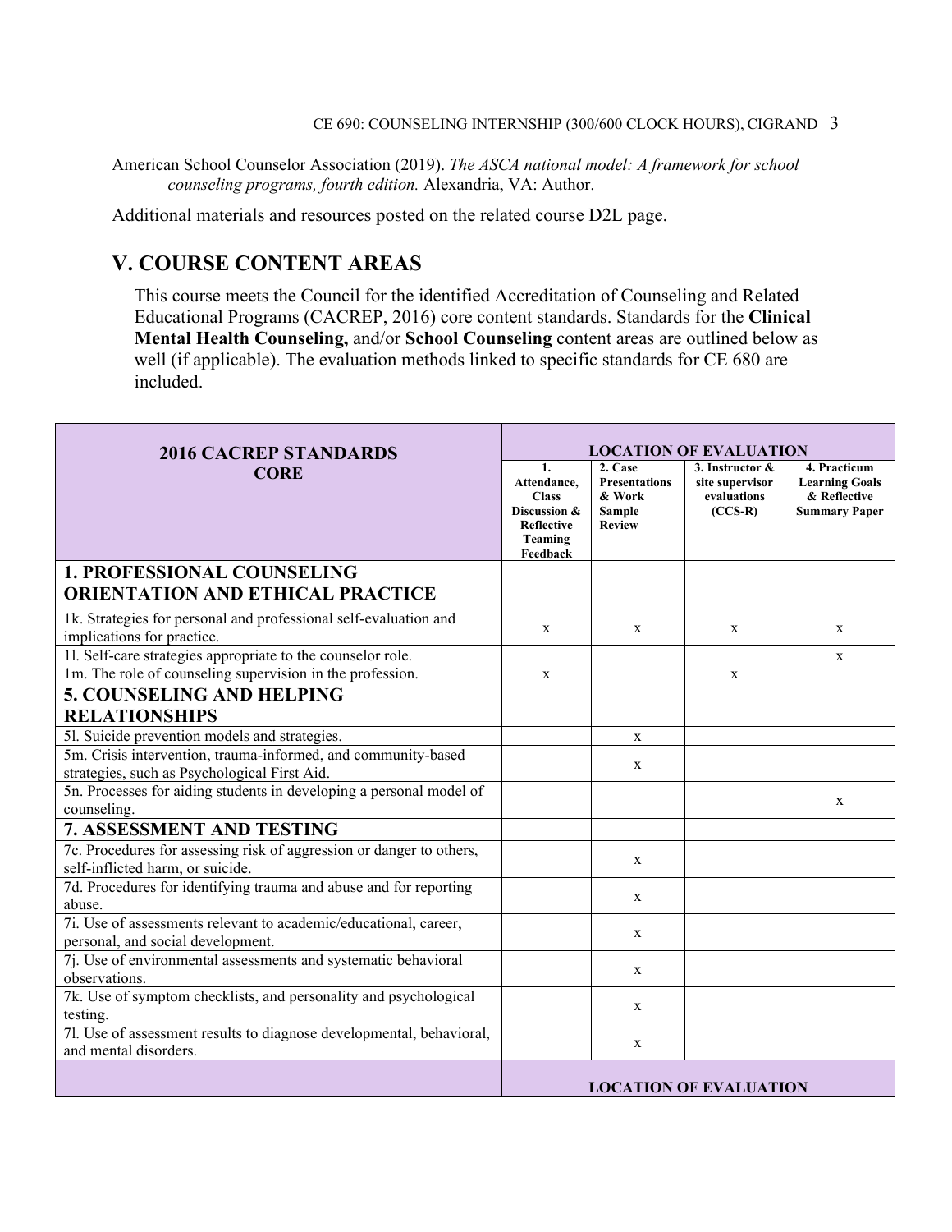American School Counselor Association (2019). *The ASCA national model: A framework for school counseling programs, fourth edition.* Alexandria, VA: Author.

Additional materials and resources posted on the related course D2L page.

## V. COURSE CONTENT AREAS

This course meets the Council for the identified Accreditation of Counseling and Related Educational Programs (CACREP, 2016) core content standards. Standards for the **Clinical Mental Health Counseling,** and/or **School Counseling** content areas are outlined below as well (if applicable). The evaluation methods linked to specific standards for CE 680 are included.

| 2016 CACREP STANDARDS CORE | LOCATION OF EVALUATION | | | |
|---|---|---|---|---|
| | 1. Attendance, Class Discussion & Reflective Teaming Feedback | 2. Case Presentations & Work Sample Review | 3. Instructor & site supervisor evaluations (CCS-R) | 4. Practicum Learning Goals & Reflective Summary Paper |
| **1. PROFESSIONAL COUNSELING ORIENTATION AND ETHICAL PRACTICE** | | | | |
| 1k. Strategies for personal and professional self-evaluation and implications for practice. | x | x | x | x |
| 1l. Self-care strategies appropriate to the counselor role. | | | | x |
| 1m. The role of counseling supervision in the profession. | x | | x | |
| **5. COUNSELING AND HELPING RELATIONSHIPS** | | | | |
| 5l. Suicide prevention models and strategies. | | x | | |
| 5m. Crisis intervention, trauma-informed, and community-based strategies, such as Psychological First Aid. | | x | | |
| 5n. Processes for aiding students in developing a personal model of counseling. | | | | x |
| **7. ASSESSMENT AND TESTING** | | | | |
| 7c. Procedures for assessing risk of aggression or danger to others, self-inflicted harm, or suicide. | | x | | |
| 7d. Procedures for identifying trauma and abuse and for reporting abuse. | | x | | |
| 7i. Use of assessments relevant to academic/educational, career, personal, and social development. | | x | | |
| 7j. Use of environmental assessments and systematic behavioral observations. | | x | | |
| 7k. Use of symptom checklists, and personality and psychological testing. | | x | | |
| 7l. Use of assessment results to diagnose developmental, behavioral, and mental disorders. | | x | | |
| | LOCATION OF EVALUATION | | | |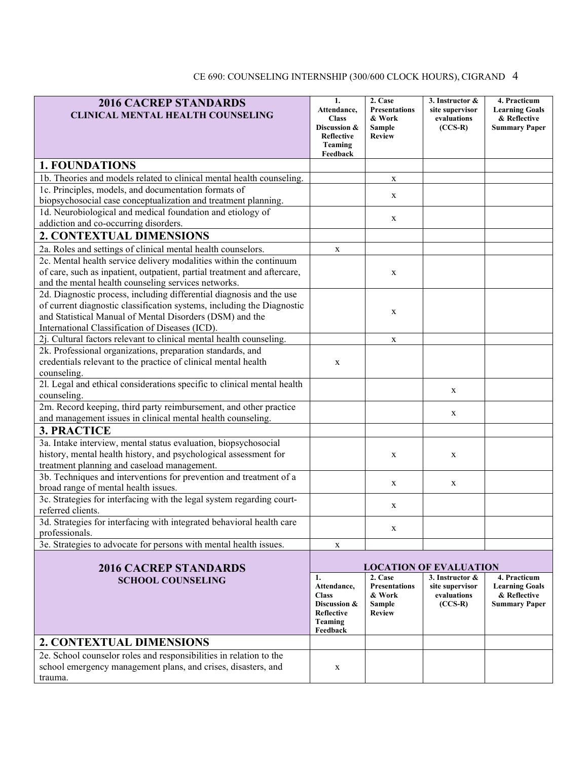| 2016 CACREP STANDARDS<br>CLINICAL MENTAL HEALTH COUNSELING | 1. Attendance, Class Discussion & Reflective Teaming Feedback | 2. Case Presentations & Work Sample Review | 3. Instructor & site supervisor evaluations (CCS-R) | 4. Practicum Learning Goals & Reflective Summary Paper |
|---|---|---|---|---|
| **1. FOUNDATIONS** | | | | |
| 1b. Theories and models related to clinical mental health counseling. | | x | | |
| 1c. Principles, models, and documentation formats of biopsychosocial case conceptualization and treatment planning. | | x | | |
| 1d. Neurobiological and medical foundation and etiology of addiction and co-occurring disorders. | | x | | |
| **2. CONTEXTUAL DIMENSIONS** | | | | |
| 2a. Roles and settings of clinical mental health counselors. | x | | | |
| 2c. Mental health service delivery modalities within the continuum of care, such as inpatient, outpatient, partial treatment and aftercare, and the mental health counseling services networks. | | x | | |
| 2d. Diagnostic process, including differential diagnosis and the use of current diagnostic classification systems, including the Diagnostic and Statistical Manual of Mental Disorders (DSM) and the International Classification of Diseases (ICD). | | x | | |
| 2j. Cultural factors relevant to clinical mental health counseling. | | x | | |
| 2k. Professional organizations, preparation standards, and credentials relevant to the practice of clinical mental health counseling. | x | | | |
| 2l. Legal and ethical considerations specific to clinical mental health counseling. | | | x | |
| 2m. Record keeping, third party reimbursement, and other practice and management issues in clinical mental health counseling. | | | x | |
| **3. PRACTICE** | | | | |
| 3a. Intake interview, mental status evaluation, biopsychosocial history, mental health history, and psychological assessment for treatment planning and caseload management. | | x | x | |
| 3b. Techniques and interventions for prevention and treatment of a broad range of mental health issues. | | x | x | |
| 3c. Strategies for interfacing with the legal system regarding court-referred clients. | | x | | |
| 3d. Strategies for interfacing with integrated behavioral health care professionals. | | x | | |
| 3e. Strategies to advocate for persons with mental health issues. | x | | | |

| 2016 CACREP STANDARDS<br>SCHOOL COUNSELING | LOCATION OF EVALUATION | | | |
|---|---|---|---|---|
| | 1. Attendance, Class Discussion & Reflective Teaming Feedback | 2. Case Presentations & Work Sample Review | 3. Instructor & site supervisor evaluations (CCS-R) | 4. Practicum Learning Goals & Reflective Summary Paper |
| **2. CONTEXTUAL DIMENSIONS** | | | | |
| 2e. School counselor roles and responsibilities in relation to the school emergency management plans, and crises, disasters, and trauma. | x | | | |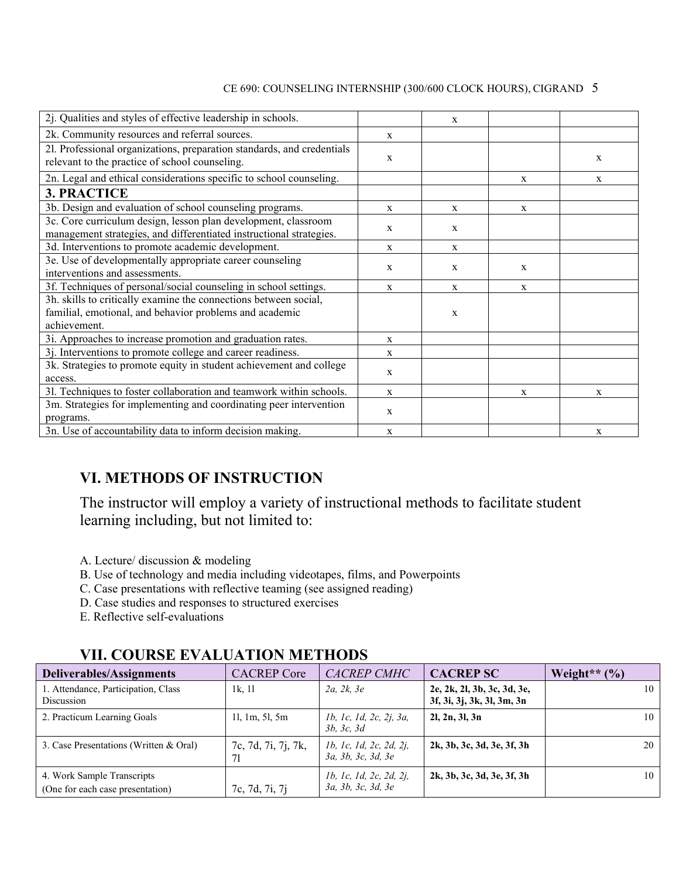| | | | | |
|---|---|---|---|---|
| 2j. Qualities and styles of effective leadership in schools. | | x | | |
| 2k. Community resources and referral sources. | x | | | |
| 2l. Professional organizations, preparation standards, and credentials relevant to the practice of school counseling. | x | | | x |
| 2n. Legal and ethical considerations specific to school counseling. | | | x | x |
| **3. PRACTICE** | | | | |
| 3b. Design and evaluation of school counseling programs. | x | x | x | |
| 3c. Core curriculum design, lesson plan development, classroom management strategies, and differentiated instructional strategies. | x | x | | |
| 3d. Interventions to promote academic development. | x | x | | |
| 3e. Use of developmentally appropriate career counseling interventions and assessments. | x | x | x | |
| 3f. Techniques of personal/social counseling in school settings. | x | x | x | |
| 3h. skills to critically examine the connections between social, familial, emotional, and behavior problems and academic achievement. | | x | | |
| 3i. Approaches to increase promotion and graduation rates. | x | | | |
| 3j. Interventions to promote college and career readiness. | x | | | |
| 3k. Strategies to promote equity in student achievement and college access. | x | | | |
| 3l. Techniques to foster collaboration and teamwork within schools. | x | | x | x |
| 3m. Strategies for implementing and coordinating peer intervention programs. | x | | | |
| 3n. Use of accountability data to inform decision making. | x | | | x |

## VI. METHODS OF INSTRUCTION

The instructor will employ a variety of instructional methods to facilitate student learning including, but not limited to:

A. Lecture/ discussion & modeling
B. Use of technology and media including videotapes, films, and Powerpoints
C. Case presentations with reflective teaming (see assigned reading)
D. Case studies and responses to structured exercises
E. Reflective self-evaluations

## VII. COURSE EVALUATION METHODS

| **Deliverables/Assignments** | CACREP Core | *CACREP CMHC* | **CACREP SC** | **Weight\*\* (%)** |
|---|---|---|---|---|
| 1. Attendance, Participation, Class Discussion | 1k, 1l | *2a, 2k, 3e* | **2e, 2k, 2l, 3b, 3c, 3d, 3e, 3f, 3i, 3j, 3k, 3l, 3m, 3n** | 10 |
| 2. Practicum Learning Goals | 1l, 1m, 5l, 5m | *1b, 1c, 1d, 2c, 2j, 3a, 3b, 3c, 3d* | **2l, 2n, 3l, 3n** | 10 |
| 3. Case Presentations (Written & Oral) | 7c, 7d, 7i, 7j, 7k, 7l | *1b, 1c, 1d, 2c, 2d, 2j, 3a, 3b, 3c, 3d, 3e* | **2k, 3b, 3c, 3d, 3e, 3f, 3h** | 20 |
| 4. Work Sample Transcripts (One for each case presentation) | 7c, 7d, 7i, 7j | *1b, 1c, 1d, 2c, 2d, 2j, 3a, 3b, 3c, 3d, 3e* | **2k, 3b, 3c, 3d, 3e, 3f, 3h** | 10 |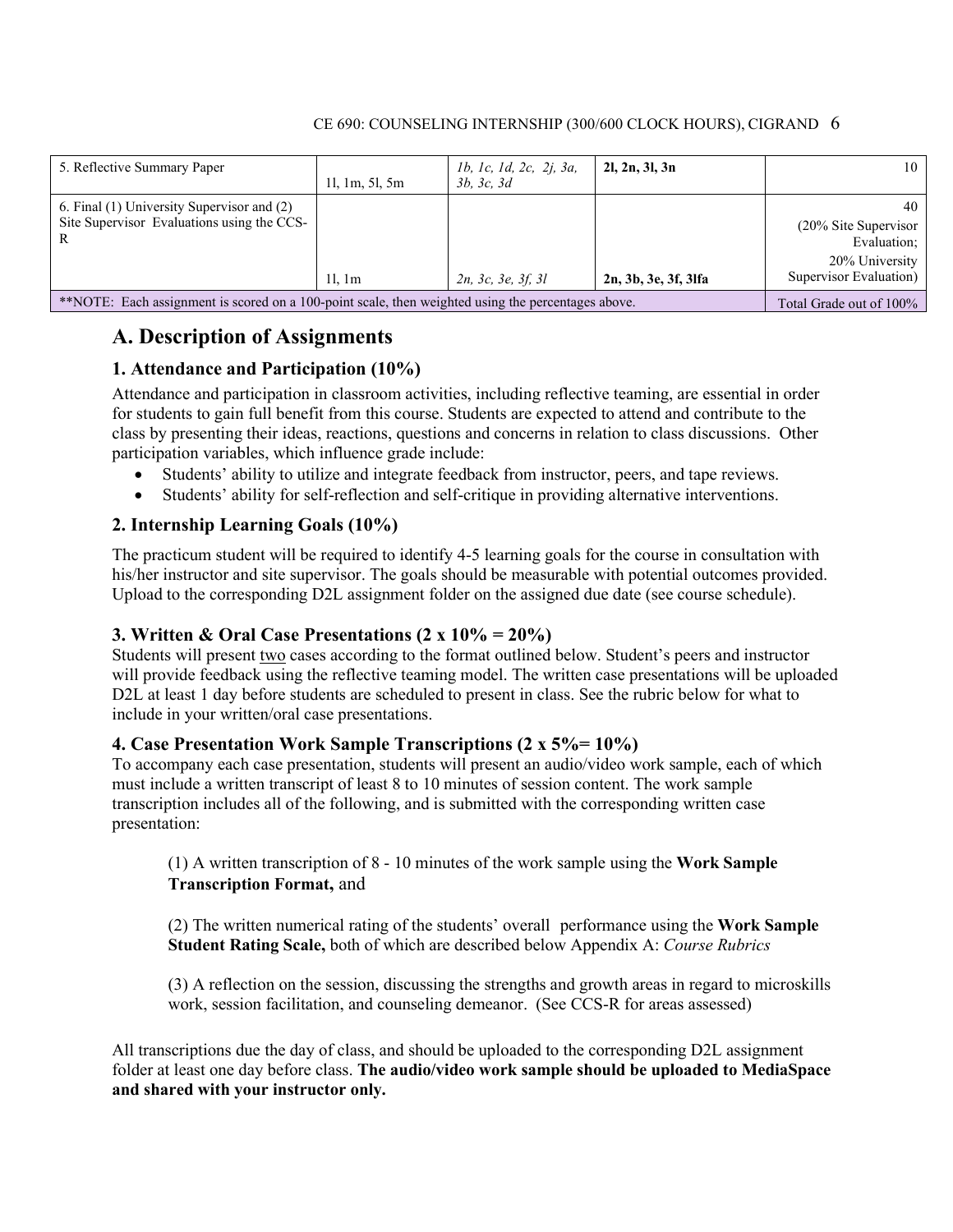| | | | | |
|---|---|---|---|---|
| 5. Reflective Summary Paper | 1l, 1m, 5l, 5m | *1b, 1c, 1d, 2c, 2j, 3a, 3b, 3c, 3d* | **2l, 2n, 3l, 3n** | 10 |
| 6. Final (1) University Supervisor and (2) Site Supervisor Evaluations using the CCS-R | 1l, 1m | *2n, 3c, 3e, 3f, 3l* | **2n, 3b, 3e, 3f, 3lfa** | 40 (20% Site Supervisor Evaluation; 20% University Supervisor Evaluation) |
| **NOTE: Each assignment is scored on a 100-point scale, then weighted using the percentages above. | | | | Total Grade out of 100% |

## A. Description of Assignments

### 1. Attendance and Participation (10%)

Attendance and participation in classroom activities, including reflective teaming, are essential in order for students to gain full benefit from this course. Students are expected to attend and contribute to the class by presenting their ideas, reactions, questions and concerns in relation to class discussions. Other participation variables, which influence grade include:

- Students' ability to utilize and integrate feedback from instructor, peers, and tape reviews.
- Students' ability for self-reflection and self-critique in providing alternative interventions.

### 2. Internship Learning Goals (10%)

The practicum student will be required to identify 4-5 learning goals for the course in consultation with his/her instructor and site supervisor. The goals should be measurable with potential outcomes provided. Upload to the corresponding D2L assignment folder on the assigned due date (see course schedule).

### 3. Written & Oral Case Presentations (2 x 10% = 20%)

Students will present <u>two</u> cases according to the format outlined below. Student's peers and instructor will provide feedback using the reflective teaming model. The written case presentations will be uploaded D2L at least 1 day before students are scheduled to present in class. See the rubric below for what to include in your written/oral case presentations.

### 4. Case Presentation Work Sample Transcriptions (2 x 5%= 10%)

To accompany each case presentation, students will present an audio/video work sample, each of which must include a written transcript of least 8 to 10 minutes of session content. The work sample transcription includes all of the following, and is submitted with the corresponding written case presentation:

(1) A written transcription of 8 - 10 minutes of the work sample using the **Work Sample Transcription Format,** and

(2) The written numerical rating of the students' overall performance using the **Work Sample Student Rating Scale,** both of which are described below Appendix A: *Course Rubrics*

(3) A reflection on the session, discussing the strengths and growth areas in regard to microskills work, session facilitation, and counseling demeanor. (See CCS-R for areas assessed)

All transcriptions due the day of class, and should be uploaded to the corresponding D2L assignment folder at least one day before class. **The audio/video work sample should be uploaded to MediaSpace and shared with your instructor only.**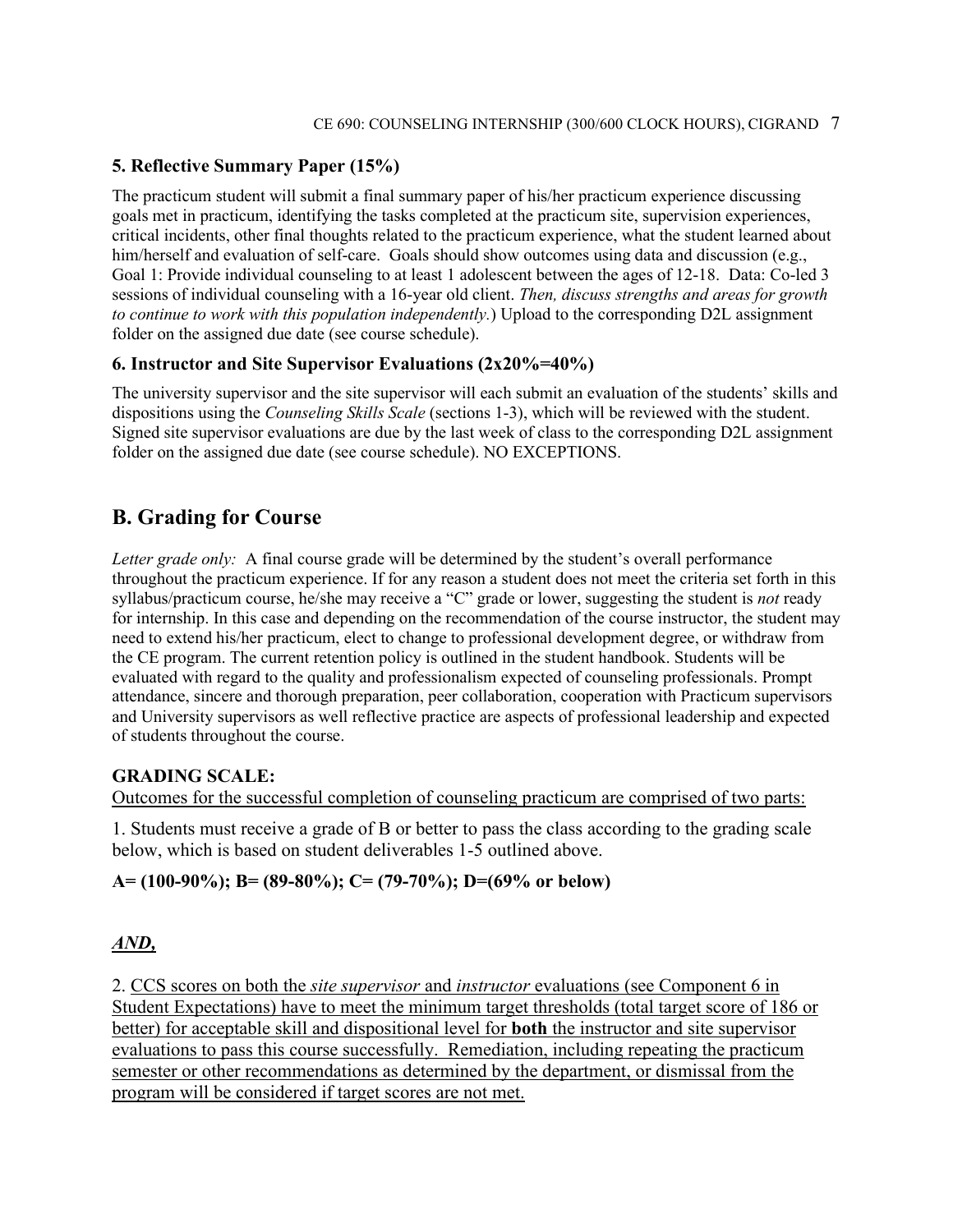### 5. Reflective Summary Paper (15%)

The practicum student will submit a final summary paper of his/her practicum experience discussing goals met in practicum, identifying the tasks completed at the practicum site, supervision experiences, critical incidents, other final thoughts related to the practicum experience, what the student learned about him/herself and evaluation of self-care. Goals should show outcomes using data and discussion (e.g., Goal 1: Provide individual counseling to at least 1 adolescent between the ages of 12-18. Data: Co-led 3 sessions of individual counseling with a 16-year old client. *Then, discuss strengths and areas for growth to continue to work with this population independently.*) Upload to the corresponding D2L assignment folder on the assigned due date (see course schedule).

### 6. Instructor and Site Supervisor Evaluations (2x20%=40%)

The university supervisor and the site supervisor will each submit an evaluation of the students' skills and dispositions using the *Counseling Skills Scale* (sections 1-3), which will be reviewed with the student. Signed site supervisor evaluations are due by the last week of class to the corresponding D2L assignment folder on the assigned due date (see course schedule). NO EXCEPTIONS.

## B. Grading for Course

*Letter grade only:* A final course grade will be determined by the student's overall performance throughout the practicum experience. If for any reason a student does not meet the criteria set forth in this syllabus/practicum course, he/she may receive a "C" grade or lower, suggesting the student is *not* ready for internship. In this case and depending on the recommendation of the course instructor, the student may need to extend his/her practicum, elect to change to professional development degree, or withdraw from the CE program. The current retention policy is outlined in the student handbook. Students will be evaluated with regard to the quality and professionalism expected of counseling professionals. Prompt attendance, sincere and thorough preparation, peer collaboration, cooperation with Practicum supervisors and University supervisors as well reflective practice are aspects of professional leadership and expected of students throughout the course.

**GRADING SCALE:**

Outcomes for the successful completion of counseling practicum are comprised of two parts:

1. Students must receive a grade of B or better to pass the class according to the grading scale below, which is based on student deliverables 1-5 outlined above.

**A= (100-90%); B= (89-80%); C= (79-70%); D=(69% or below)**

***AND,***

2. CCS scores on both the *site supervisor* and *instructor* evaluations (see Component 6 in Student Expectations) have to meet the minimum target thresholds (total target score of 186 or better) for acceptable skill and dispositional level for **both** the instructor and site supervisor evaluations to pass this course successfully. Remediation, including repeating the practicum semester or other recommendations as determined by the department, or dismissal from the program will be considered if target scores are not met.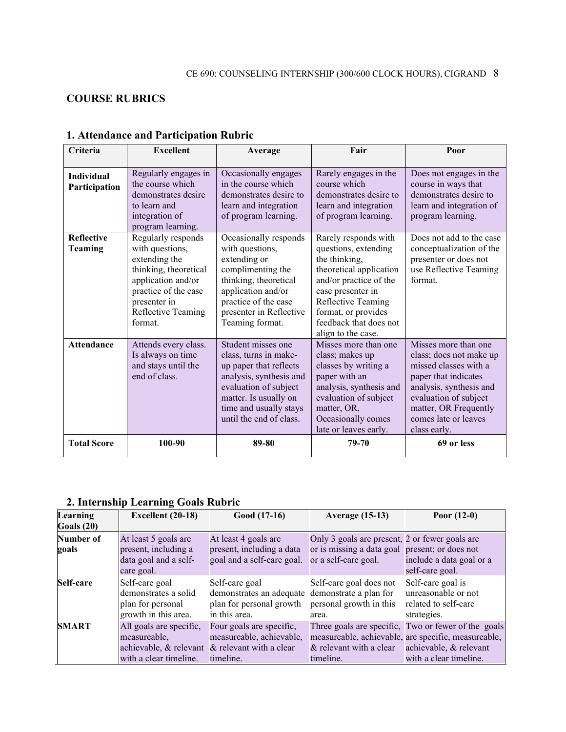## COURSE RUBRICS

### 1. Attendance and Participation Rubric

| Criteria | Excellent | Average | Fair | Poor |
|---|---|---|---|---|
| **Individual Participation** | Regularly engages in the course which demonstrates desire to learn and integration of program learning. | Occasionally engages in the course which demonstrates desire to learn and integration of program learning. | Rarely engages in the course which demonstrates desire to learn and integration of program learning. | Does not engages in the course in ways that demonstrates desire to learn and integration of program learning. |
| **Reflective Teaming** | Regularly responds with questions, extending the thinking, theoretical application and/or practice of the case presenter in Reflective Teaming format. | Occasionally responds with questions, extending or complimenting the thinking, theoretical application and/or practice of the case presenter in Reflective Teaming format. | Rarely responds with questions, extending the thinking, theoretical application and/or practice of the case presenter in Reflective Teaming format, or provides feedback that does not align to the case. | Does not add to the case conceptualization of the presenter or does not use Reflective Teaming format. |
| **Attendance** | Attends every class. Is always on time and stays until the end of class. | Student misses one class, turns in make-up paper that reflects analysis, synthesis and evaluation of subject matter. Is usually on time and usually stays until the end of class. | Misses more than one class; makes up classes by writing a paper with an analysis, synthesis and evaluation of subject matter, OR, Occasionally comes late or leaves early. | Misses more than one class; does not make up missed classes with a paper that indicates analysis, synthesis and evaluation of subject matter, OR Frequently comes late or leaves class early. |
| **Total Score** | **100-90** | **89-80** | **79-70** | **69 or less** |

### 2. Internship Learning Goals Rubric

| Learning Goals (20) | Excellent (20-18) | Good (17-16) | Average (15-13) | Poor (12-0) |
|---|---|---|---|---|
| **Number of goals** | At least 5 goals are present, including a data goal and a self-care goal. | At least 4 goals are present, including a data goal and a self-care goal. | Only 3 goals are present, or is missing a data goal or a self-care goal. | 2 or fewer goals are present; or does not include a data goal or a self-care goal. |
| **Self-care** | Self-care goal demonstrates a solid plan for personal growth in this area. | Self-care goal demonstrates an adequate plan for personal growth in this area. | Self-care goal does not demonstrate a plan for personal growth in this area. | Self-care goal is unreasonable or not related to self-care strategies. |
| **SMART** | All goals are specific, measureable, achievable, & relevant with a clear timeline. | Four goals are specific, measureable, achievable, & relevant with a clear timeline. | Three goals are specific, measureable, achievable, & relevant with a clear timeline. | Two or fewer of the goals are specific, measureable, achievable, & relevant with a clear timeline. |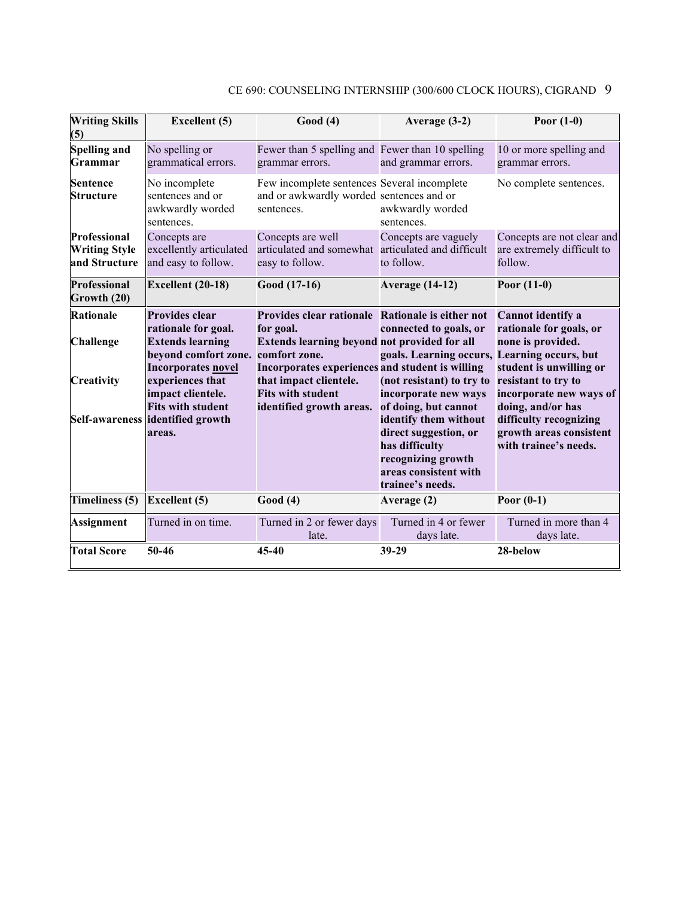| Writing Skills (5) | Excellent (5) | Good (4) | Average (3-2) | Poor (1-0) |
|---|---|---|---|---|
| **Spelling and Grammar** | No spelling or grammatical errors. | Fewer than 5 spelling and grammar errors. | Fewer than 10 spelling and grammar errors. | 10 or more spelling and grammar errors. |
| **Sentence Structure** | No incomplete sentences and or awkwardly worded sentences. | Few incomplete sentences and or awkwardly worded sentences. | Several incomplete sentences and or awkwardly worded sentences. | No complete sentences. |
| **Professional Writing Style and Structure** | Concepts are excellently articulated and easy to follow. | Concepts are well articulated and somewhat easy to follow. | Concepts are vaguely articulated and difficult to follow. | Concepts are not clear and are extremely difficult to follow. |
| **Professional Growth (20)** | **Excellent (20-18)** | **Good (17-16)** | **Average (14-12)** | **Poor (11-0)** |
| **Rationale**<br><br>**Challenge**<br><br>**Creativity**<br><br>**Self-awareness** | **Provides clear rationale for goal. Extends learning beyond comfort zone. Incorporates novel experiences that impact clientele. Fits with student identified growth areas.** | **Provides clear rationale for goal. Extends learning beyond comfort zone. Incorporates experiences that impact clientele. Fits with student identified growth areas.** | **Rationale is either not connected to goals, or not provided for all goals. Learning occurs, and student is willing (not resistant) to try to incorporate new ways of doing, but cannot identify them without direct suggestion, or has difficulty recognizing growth areas consistent with trainee's needs.** | **Cannot identify a rationale for goals, or none is provided. Learning occurs, but student is unwilling or resistant to try to incorporate new ways of doing, and/or has difficulty recognizing growth areas consistent with trainee's needs.** |
| **Timeliness (5)** | **Excellent (5)** | **Good (4)** | **Average (2)** | **Poor (0-1)** |
| **Assignment** | Turned in on time. | Turned in 2 or fewer days late. | Turned in 4 or fewer days late. | Turned in more than 4 days late. |
| **Total Score** | **50-46** | **45-40** | **39-29** | **28-below** |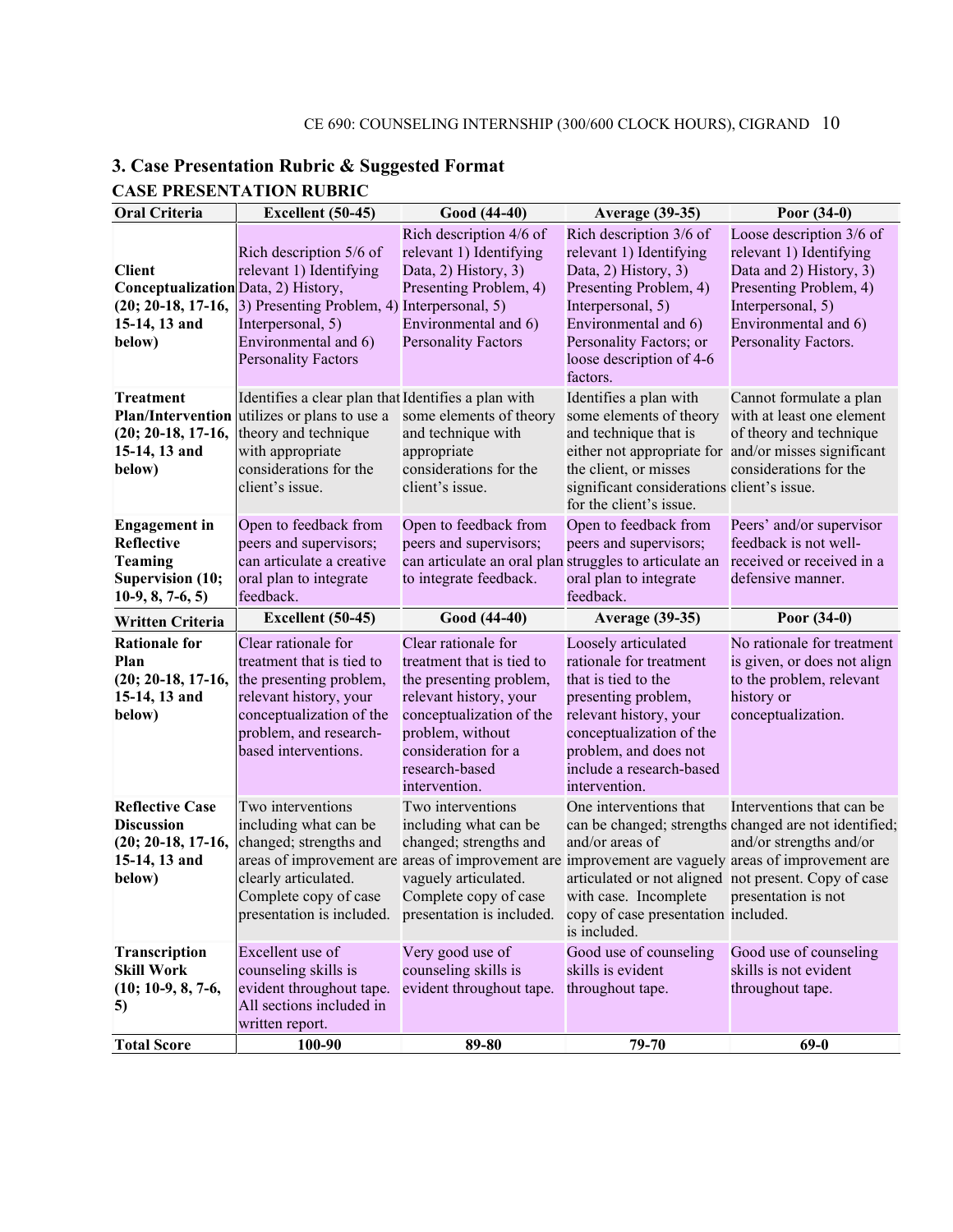## 3. Case Presentation Rubric & Suggested Format

### CASE PRESENTATION RUBRIC

| Oral Criteria | Excellent (50-45) | Good (44-40) | Average (39-35) | Poor (34-0) |
|---|---|---|---|---|
| **Client Conceptualization (20; 20-18, 17-16, 15-14, 13 and below)** | Rich description 5/6 of relevant 1) Identifying Data, 2) History, 3) Presenting Problem, 4) Interpersonal, 5) Environmental and 6) Personality Factors | Rich description 4/6 of relevant 1) Identifying Data, 2) History, 3) Presenting Problem, 4) Interpersonal, 5) Environmental and 6) Personality Factors | Rich description 3/6 of relevant 1) Identifying Data, 2) History, 3) Presenting Problem, 4) Interpersonal, 5) Environmental and 6) Personality Factors; or loose description of 4-6 factors. | Loose description 3/6 of relevant 1) Identifying Data and 2) History, 3) Presenting Problem, 4) Interpersonal, 5) Environmental and 6) Personality Factors. |
| **Treatment Plan/Intervention (20; 20-18, 17-16, 15-14, 13 and below)** | Identifies a clear plan that utilizes or plans to use a theory and technique with appropriate considerations for the client's issue. | Identifies a plan with some elements of theory and technique with appropriate considerations for the client's issue. | Identifies a plan with some elements of theory and technique that is either not appropriate for the client, or misses significant considerations for the client's issue. | Cannot formulate a plan with at least one element of theory and technique and/or misses significant considerations for the client's issue. |
| **Engagement in Reflective Teaming Supervision (10; 10-9, 8, 7-6, 5)** | Open to feedback from peers and supervisors; can articulate a creative oral plan to integrate feedback. | Open to feedback from peers and supervisors; can articulate an oral plan to integrate feedback. | Open to feedback from peers and supervisors; struggles to articulate an oral plan to integrate feedback. | Peers' and/or supervisor feedback is not well-received or received in a defensive manner. |
| **Written Criteria** | **Excellent (50-45)** | **Good (44-40)** | **Average (39-35)** | **Poor (34-0)** |
| **Rationale for Plan (20; 20-18, 17-16, 15-14, 13 and below)** | Clear rationale for treatment that is tied to the presenting problem, relevant history, your conceptualization of the problem, and research-based interventions. | Clear rationale for treatment that is tied to the presenting problem, relevant history, your conceptualization of the problem, without consideration for a research-based intervention. | Loosely articulated rationale for treatment that is tied to the presenting problem, relevant history, your conceptualization of the problem, and does not include a research-based intervention. | No rationale for treatment is given, or does not align to the problem, relevant history or conceptualization. |
| **Reflective Case Discussion (20; 20-18, 17-16, 15-14, 13 and below)** | Two interventions including what can be changed; strengths and areas of improvement are clearly articulated. Complete copy of case presentation is included. | Two interventions including what can be changed; strengths and areas of improvement are vaguely articulated. Complete copy of case presentation is included. | One interventions that can be changed; strengths and/or areas of improvement are vaguely articulated or not aligned with case. Incomplete copy of case presentation is included. | Interventions that can be changed are not identified; and/or strengths and/or areas of improvement are not present. Copy of case presentation is not included. |
| **Transcription Skill Work (10; 10-9, 8, 7-6, 5)** | Excellent use of counseling skills is evident throughout tape. All sections included in written report. | Very good use of counseling skills is evident throughout tape. | Good use of counseling skills is evident throughout tape. | Good use of counseling skills is not evident throughout tape. |
| **Total Score** | **100-90** | **89-80** | **79-70** | **69-0** |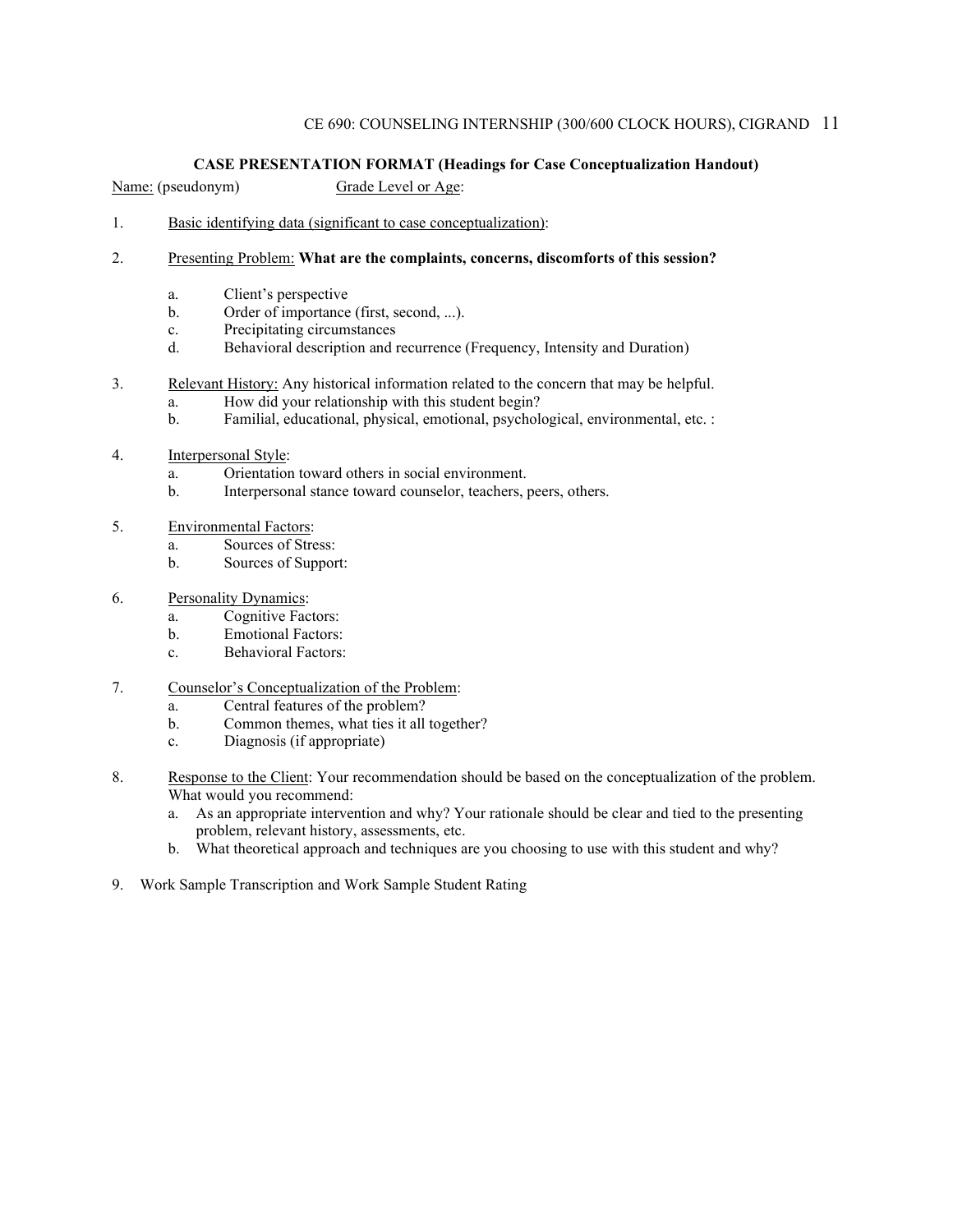## CASE PRESENTATION FORMAT (Headings for Case Conceptualization Handout)

Name: (pseudonym)  Grade Level or Age:

1. Basic identifying data (significant to case conceptualization):

2. Presenting Problem: **What are the complaints, concerns, discomforts of this session?**
   a. Client's perspective
   b. Order of importance (first, second, ...).
   c. Precipitating circumstances
   d. Behavioral description and recurrence (Frequency, Intensity and Duration)

3. Relevant History: Any historical information related to the concern that may be helpful.
   a. How did your relationship with this student begin?
   b. Familial, educational, physical, emotional, psychological, environmental, etc. :

4. Interpersonal Style:
   a. Orientation toward others in social environment.
   b. Interpersonal stance toward counselor, teachers, peers, others.

5. Environmental Factors:
   a. Sources of Stress:
   b. Sources of Support:

6. Personality Dynamics:
   a. Cognitive Factors:
   b. Emotional Factors:
   c. Behavioral Factors:

7. Counselor's Conceptualization of the Problem:
   a. Central features of the problem?
   b. Common themes, what ties it all together?
   c. Diagnosis (if appropriate)

8. Response to the Client: Your recommendation should be based on the conceptualization of the problem. What would you recommend:
   a. As an appropriate intervention and why? Your rationale should be clear and tied to the presenting problem, relevant history, assessments, etc.
   b. What theoretical approach and techniques are you choosing to use with this student and why?

9. Work Sample Transcription and Work Sample Student Rating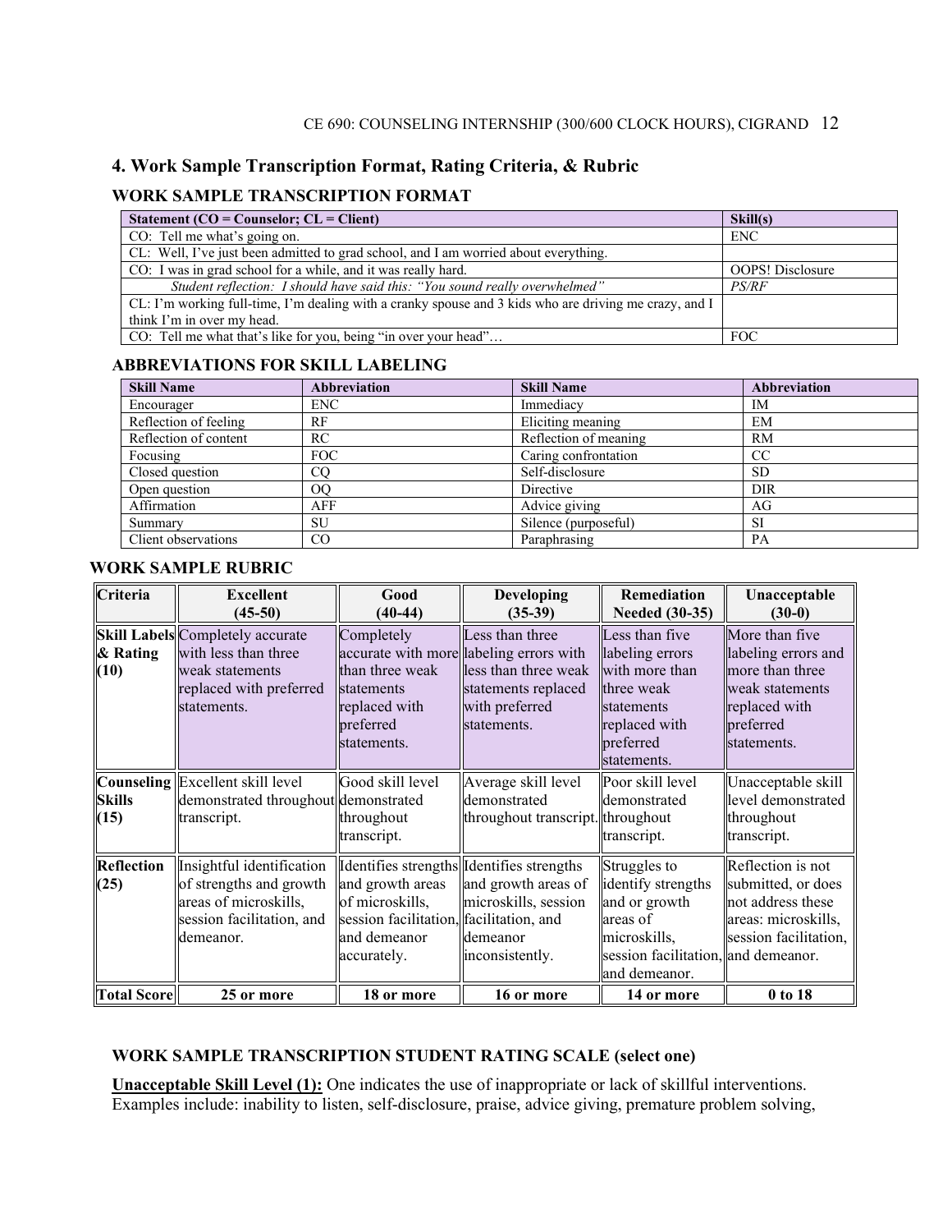## 4. Work Sample Transcription Format, Rating Criteria, & Rubric

### WORK SAMPLE TRANSCRIPTION FORMAT

| Statement (CO = Counselor; CL = Client) | Skill(s) |
|---|---|
| CO: Tell me what's going on. | ENC |
| CL: Well, I've just been admitted to grad school, and I am worried about everything. | |
| CO: I was in grad school for a while, and it was really hard. | OOPS! Disclosure |
| *Student reflection: I should have said this: "You sound really overwhelmed"* | *PS/RF* |
| CL: I'm working full-time, I'm dealing with a cranky spouse and 3 kids who are driving me crazy, and I think I'm in over my head. | |
| CO: Tell me what that's like for you, being "in over your head"… | FOC |

### ABBREVIATIONS FOR SKILL LABELING

| Skill Name | Abbreviation | Skill Name | Abbreviation |
|---|---|---|---|
| Encourager | ENC | Immediacy | IM |
| Reflection of feeling | RF | Eliciting meaning | EM |
| Reflection of content | RC | Reflection of meaning | RM |
| Focusing | FOC | Caring confrontation | CC |
| Closed question | CQ | Self-disclosure | SD |
| Open question | OQ | Directive | DIR |
| Affirmation | AFF | Advice giving | AG |
| Summary | SU | Silence (purposeful) | SI |
| Client observations | CO | Paraphrasing | PA |

### WORK SAMPLE RUBRIC

| Criteria | Excellent (45-50) | Good (40-44) | Developing (35-39) | Remediation Needed (30-35) | Unacceptable (30-0) |
|---|---|---|---|---|---|
| **Skill Labels & Rating (10)** | Completely accurate with less than three weak statements replaced with preferred statements. | Completely accurate with more than three weak statements replaced with preferred statements. | Less than three labeling errors with less than three weak statements replaced with preferred statements. | Less than five labeling errors with more than three weak statements replaced with preferred statements. | More than five labeling errors and more than three weak statements replaced with preferred statements. |
| **Counseling Skills (15)** | Excellent skill level demonstrated throughout transcript. | Good skill level demonstrated throughout transcript. | Average skill level demonstrated throughout transcript. | Poor skill level demonstrated throughout transcript. | Unacceptable skill level demonstrated throughout transcript. |
| **Reflection (25)** | Insightful identification of strengths and growth areas of microskills, session facilitation, and demeanor. | Identifies strengths and growth areas of microskills, session facilitation, and demeanor accurately. | Identifies strengths and growth areas of microskills, session facilitation, and demeanor inconsistently. | Struggles to identify strengths and or growth areas of microskills, session facilitation, and demeanor. | Reflection is not submitted, or does not address these areas: microskills, session facilitation, and demeanor. |
| **Total Score** | **25 or more** | **18 or more** | **16 or more** | **14 or more** | **0 to 18** |

### WORK SAMPLE TRANSCRIPTION STUDENT RATING SCALE (select one)

**Unacceptable Skill Level (1):** One indicates the use of inappropriate or lack of skillful interventions. Examples include: inability to listen, self-disclosure, praise, advice giving, premature problem solving,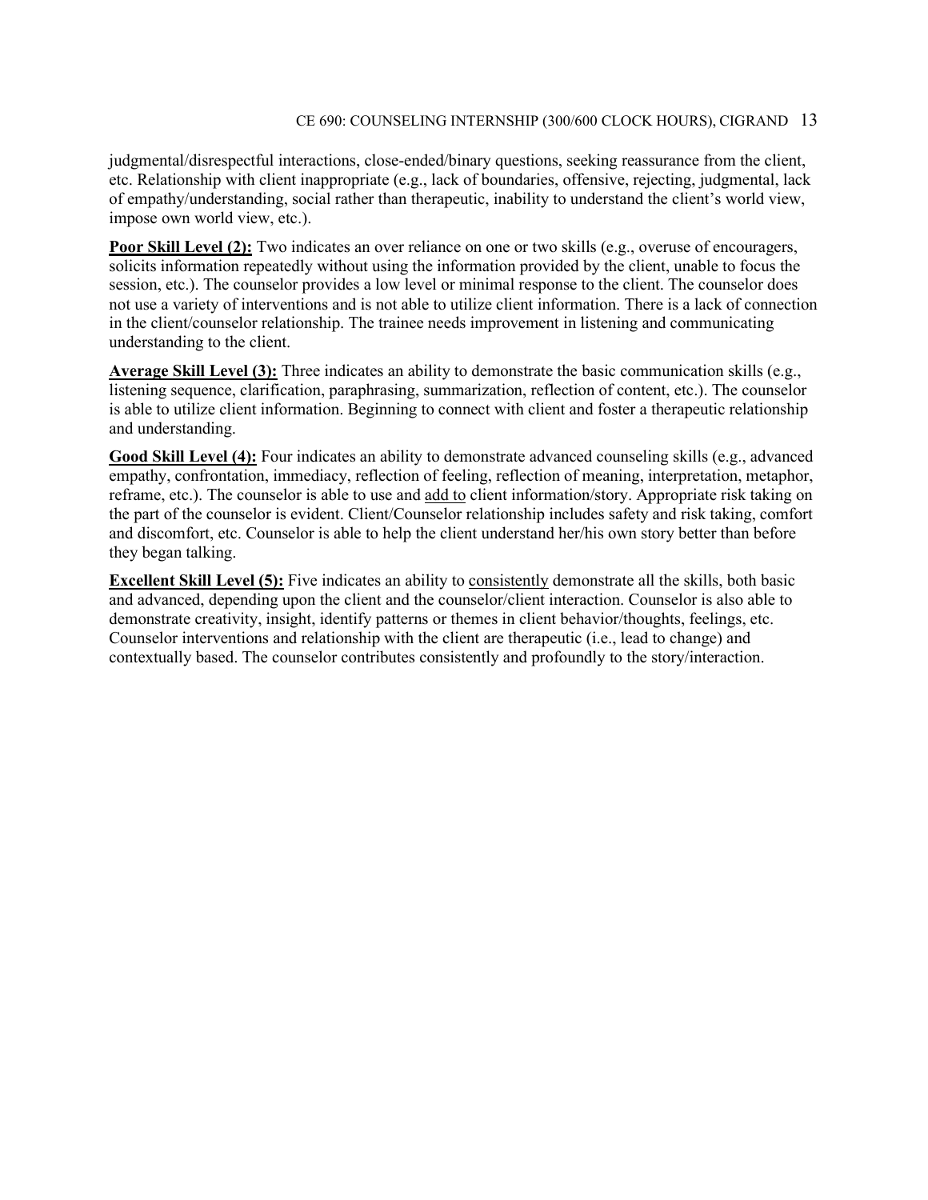judgmental/disrespectful interactions, close-ended/binary questions, seeking reassurance from the client, etc. Relationship with client inappropriate (e.g., lack of boundaries, offensive, rejecting, judgmental, lack of empathy/understanding, social rather than therapeutic, inability to understand the client's world view, impose own world view, etc.).

**Poor Skill Level (2):** Two indicates an over reliance on one or two skills (e.g., overuse of encouragers, solicits information repeatedly without using the information provided by the client, unable to focus the session, etc.). The counselor provides a low level or minimal response to the client. The counselor does not use a variety of interventions and is not able to utilize client information. There is a lack of connection in the client/counselor relationship. The trainee needs improvement in listening and communicating understanding to the client.

**Average Skill Level (3):** Three indicates an ability to demonstrate the basic communication skills (e.g., listening sequence, clarification, paraphrasing, summarization, reflection of content, etc.). The counselor is able to utilize client information. Beginning to connect with client and foster a therapeutic relationship and understanding.

**Good Skill Level (4):** Four indicates an ability to demonstrate advanced counseling skills (e.g., advanced empathy, confrontation, immediacy, reflection of feeling, reflection of meaning, interpretation, metaphor, reframe, etc.). The counselor is able to use and add to client information/story. Appropriate risk taking on the part of the counselor is evident. Client/Counselor relationship includes safety and risk taking, comfort and discomfort, etc. Counselor is able to help the client understand her/his own story better than before they began talking.

**Excellent Skill Level (5):** Five indicates an ability to consistently demonstrate all the skills, both basic and advanced, depending upon the client and the counselor/client interaction. Counselor is also able to demonstrate creativity, insight, identify patterns or themes in client behavior/thoughts, feelings, etc. Counselor interventions and relationship with the client are therapeutic (i.e., lead to change) and contextually based. The counselor contributes consistently and profoundly to the story/interaction.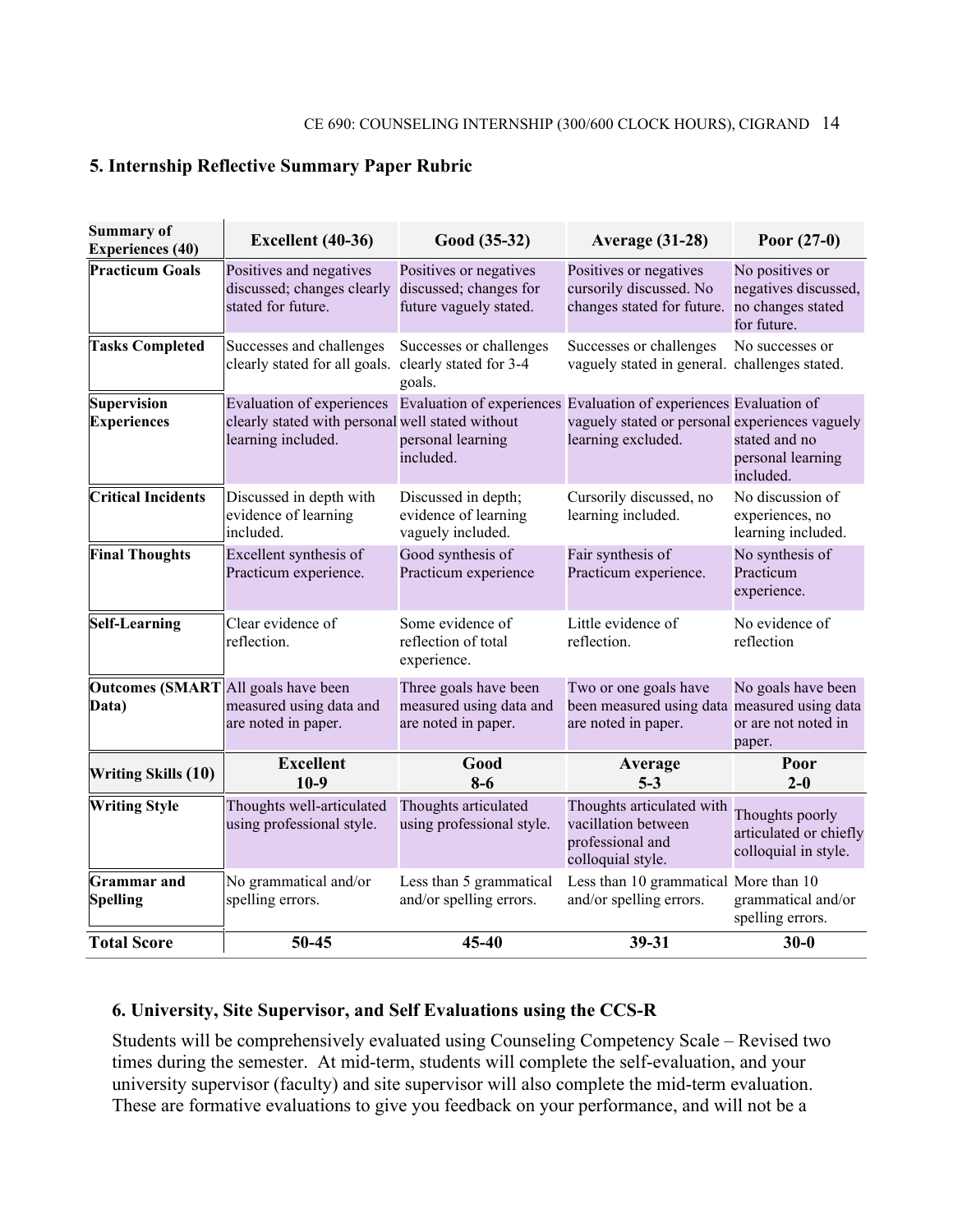## 5. Internship Reflective Summary Paper Rubric

| Summary of Experiences (40) | Excellent (40-36) | Good (35-32) | Average (31-28) | Poor (27-0) |
|---|---|---|---|---|
| **Practicum Goals** | Positives and negatives discussed; changes clearly stated for future. | Positives or negatives discussed; changes for future vaguely stated. | Positives or negatives cursorily discussed. No changes stated for future. | No positives or negatives discussed, no changes stated for future. |
| **Tasks Completed** | Successes and challenges clearly stated for all goals. | Successes or challenges clearly stated for 3-4 goals. | Successes or challenges vaguely stated in general. | No successes or challenges stated. |
| **Supervision Experiences** | Evaluation of experiences clearly stated with personal learning included. | Evaluation of experiences well stated without personal learning included. | Evaluation of experiences vaguely stated or personal learning excluded. | Evaluation of experiences vaguely stated and no personal learning included. |
| **Critical Incidents** | Discussed in depth with evidence of learning included. | Discussed in depth; evidence of learning vaguely included. | Cursorily discussed, no learning included. | No discussion of experiences, no learning included. |
| **Final Thoughts** | Excellent synthesis of Practicum experience. | Good synthesis of Practicum experience | Fair synthesis of Practicum experience. | No synthesis of Practicum experience. |
| **Self-Learning** | Clear evidence of reflection. | Some evidence of reflection of total experience. | Little evidence of reflection. | No evidence of reflection |
| **Outcomes (SMART Data)** | All goals have been measured using data and are noted in paper. | Three goals have been measured using data and are noted in paper. | Two or one goals have been measured using data are noted in paper. | No goals have been measured using data or are not noted in paper. |
| **Writing Skills (10)** | **Excellent 10-9** | **Good 8-6** | **Average 5-3** | **Poor 2-0** |
| **Writing Style** | Thoughts well-articulated using professional style. | Thoughts articulated using professional style. | Thoughts articulated with vacillation between professional and colloquial style. | Thoughts poorly articulated or chiefly colloquial in style. |
| **Grammar and Spelling** | No grammatical and/or spelling errors. | Less than 5 grammatical and/or spelling errors. | Less than 10 grammatical and/or spelling errors. | More than 10 grammatical and/or spelling errors. |
| **Total Score** | **50-45** | **45-40** | **39-31** | **30-0** |

## 6. University, Site Supervisor, and Self Evaluations using the CCS-R

Students will be comprehensively evaluated using Counseling Competency Scale – Revised two times during the semester. At mid-term, students will complete the self-evaluation, and your university supervisor (faculty) and site supervisor will also complete the mid-term evaluation. These are formative evaluations to give you feedback on your performance, and will not be a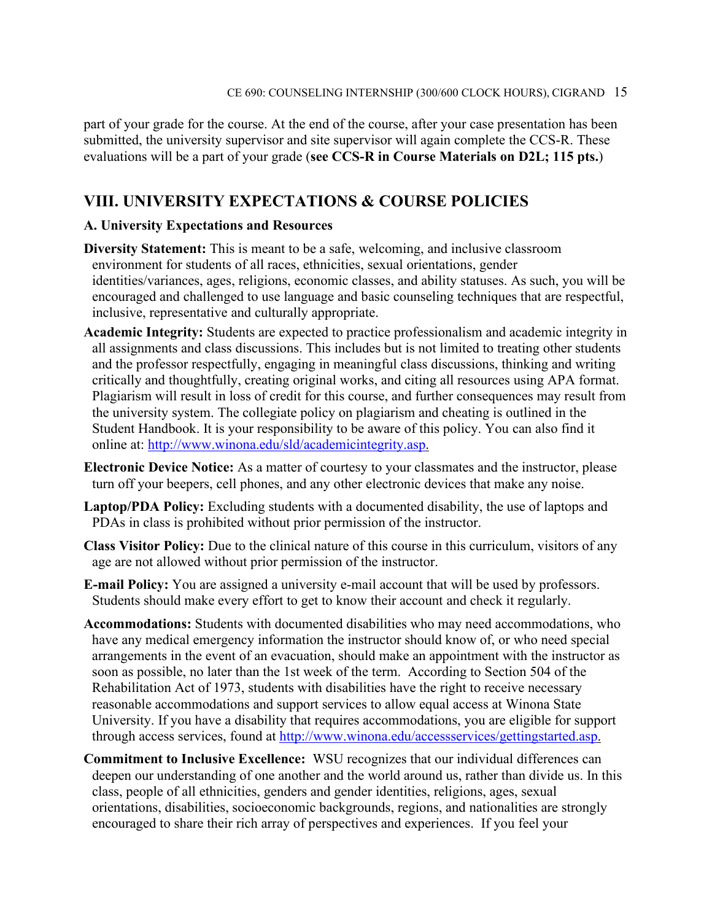part of your grade for the course. At the end of the course, after your case presentation has been submitted, the university supervisor and site supervisor will again complete the CCS-R. These evaluations will be a part of your grade (**see CCS-R in Course Materials on D2L; 115 pts.**)

## VIII. UNIVERSITY EXPECTATIONS & COURSE POLICIES

### A. University Expectations and Resources

**Diversity Statement:** This is meant to be a safe, welcoming, and inclusive classroom environment for students of all races, ethnicities, sexual orientations, gender identities/variances, ages, religions, economic classes, and ability statuses. As such, you will be encouraged and challenged to use language and basic counseling techniques that are respectful, inclusive, representative and culturally appropriate.

**Academic Integrity:** Students are expected to practice professionalism and academic integrity in all assignments and class discussions. This includes but is not limited to treating other students and the professor respectfully, engaging in meaningful class discussions, thinking and writing critically and thoughtfully, creating original works, and citing all resources using APA format. Plagiarism will result in loss of credit for this course, and further consequences may result from the university system. The collegiate policy on plagiarism and cheating is outlined in the Student Handbook. It is your responsibility to be aware of this policy. You can also find it online at: [http://www.winona.edu/sld/academicintegrity.asp.](http://www.winona.edu/sld/academicintegrity.asp)

**Electronic Device Notice:** As a matter of courtesy to your classmates and the instructor, please turn off your beepers, cell phones, and any other electronic devices that make any noise.

**Laptop/PDA Policy:** Excluding students with a documented disability, the use of laptops and PDAs in class is prohibited without prior permission of the instructor.

**Class Visitor Policy:** Due to the clinical nature of this course in this curriculum, visitors of any age are not allowed without prior permission of the instructor.

**E-mail Policy:** You are assigned a university e-mail account that will be used by professors. Students should make every effort to get to know their account and check it regularly.

**Accommodations:** Students with documented disabilities who may need accommodations, who have any medical emergency information the instructor should know of, or who need special arrangements in the event of an evacuation, should make an appointment with the instructor as soon as possible, no later than the 1st week of the term. According to Section 504 of the Rehabilitation Act of 1973, students with disabilities have the right to receive necessary reasonable accommodations and support services to allow equal access at Winona State University. If you have a disability that requires accommodations, you are eligible for support through access services, found at [http://www.winona.edu/accessservices/gettingstarted.asp.](http://www.winona.edu/accessservices/gettingstarted.asp)

**Commitment to Inclusive Excellence:** WSU recognizes that our individual differences can deepen our understanding of one another and the world around us, rather than divide us. In this class, people of all ethnicities, genders and gender identities, religions, ages, sexual orientations, disabilities, socioeconomic backgrounds, regions, and nationalities are strongly encouraged to share their rich array of perspectives and experiences. If you feel your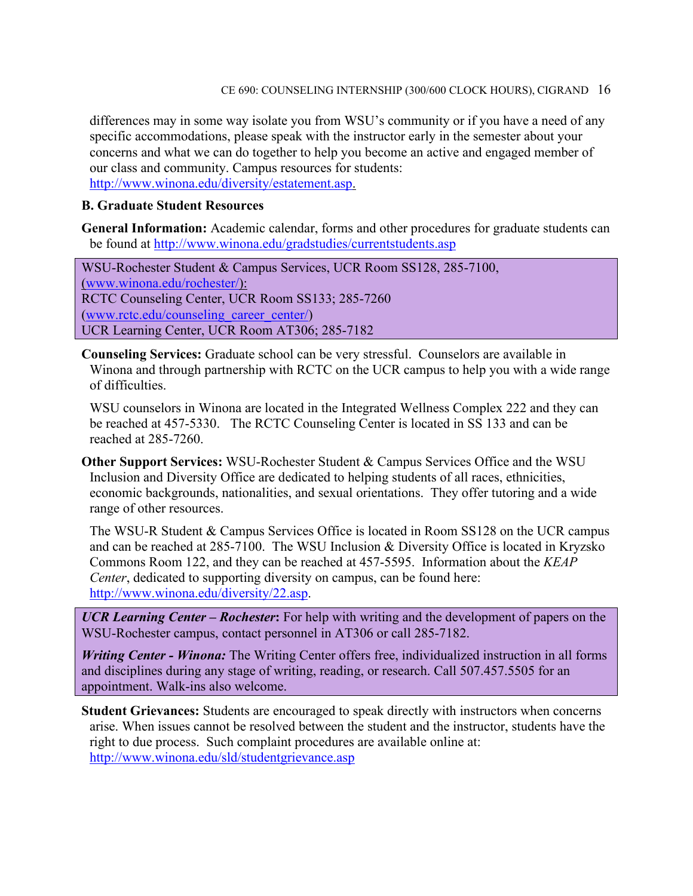differences may in some way isolate you from WSU's community or if you have a need of any specific accommodations, please speak with the instructor early in the semester about your concerns and what we can do together to help you become an active and engaged member of our class and community. Campus resources for students: http://www.winona.edu/diversity/estatement.asp.

### B. Graduate Student Resources

**General Information:** Academic calendar, forms and other procedures for graduate students can be found at http://www.winona.edu/gradstudies/currentstudents.asp

WSU-Rochester Student & Campus Services, UCR Room SS128, 285-7100, (www.winona.edu/rochester/):
RCTC Counseling Center, UCR Room SS133; 285-7260 (www.rctc.edu/counseling_career_center/)
UCR Learning Center, UCR Room AT306; 285-7182

**Counseling Services:** Graduate school can be very stressful. Counselors are available in Winona and through partnership with RCTC on the UCR campus to help you with a wide range of difficulties.

WSU counselors in Winona are located in the Integrated Wellness Complex 222 and they can be reached at 457-5330. The RCTC Counseling Center is located in SS 133 and can be reached at 285-7260.

**Other Support Services:** WSU-Rochester Student & Campus Services Office and the WSU Inclusion and Diversity Office are dedicated to helping students of all races, ethnicities, economic backgrounds, nationalities, and sexual orientations. They offer tutoring and a wide range of other resources.

The WSU-R Student & Campus Services Office is located in Room SS128 on the UCR campus and can be reached at 285-7100. The WSU Inclusion & Diversity Office is located in Kryzsko Commons Room 122, and they can be reached at 457-5595. Information about the *KEAP Center*, dedicated to supporting diversity on campus, can be found here: http://www.winona.edu/diversity/22.asp.

***UCR Learning Center – Rochester*:** For help with writing and the development of papers on the WSU-Rochester campus, contact personnel in AT306 or call 285-7182.

***Writing Center - Winona:*** The Writing Center offers free, individualized instruction in all forms and disciplines during any stage of writing, reading, or research. Call 507.457.5505 for an appointment. Walk-ins also welcome.

**Student Grievances:** Students are encouraged to speak directly with instructors when concerns arise. When issues cannot be resolved between the student and the instructor, students have the right to due process. Such complaint procedures are available online at: http://www.winona.edu/sld/studentgrievance.asp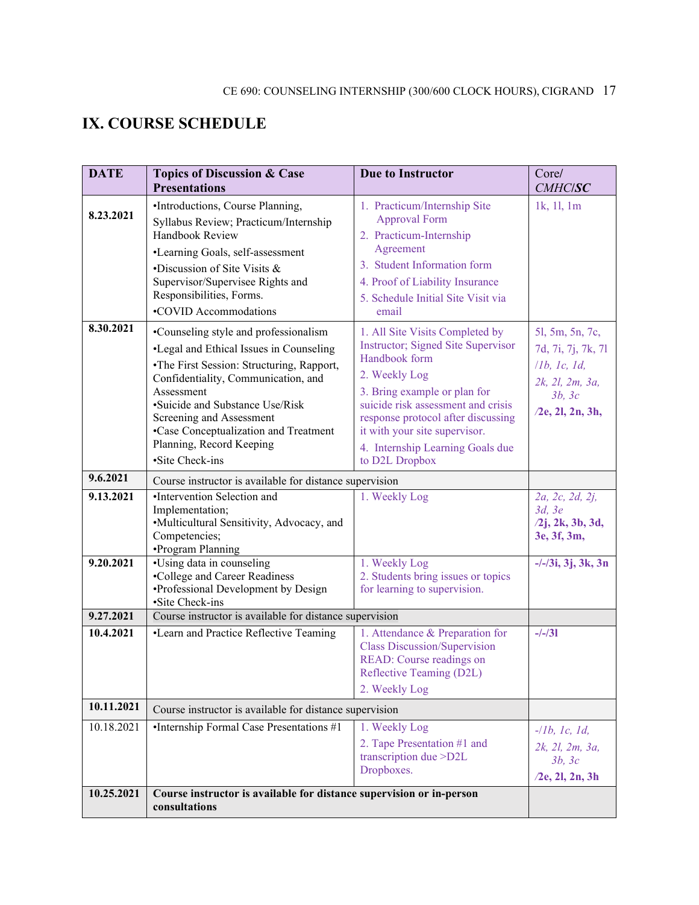## IX. COURSE SCHEDULE

| DATE | Topics of Discussion & Case Presentations | Due to Instructor | Core/ *CMHC*/***SC*** |
|---|---|---|---|
| **8.23.2021** | •Introductions, Course Planning, Syllabus Review; Practicum/Internship Handbook Review<br>•Learning Goals, self-assessment<br>•Discussion of Site Visits & Supervisor/Supervisee Rights and Responsibilities, Forms.<br>•COVID Accommodations | 1. Practicum/Internship Site Approval Form<br>2. Practicum-Internship Agreement<br>3. Student Information form<br>4. Proof of Liability Insurance<br>5. Schedule Initial Site Visit via email | 1k, 1l, 1m |
| **8.30.2021** | •Counseling style and professionalism<br>•Legal and Ethical Issues in Counseling<br>•The First Session: Structuring, Rapport, Confidentiality, Communication, and Assessment<br>•Suicide and Substance Use/Risk Screening and Assessment<br>•Case Conceptualization and Treatment Planning, Record Keeping<br>•Site Check-ins | 1. All Site Visits Completed by Instructor; Signed Site Supervisor Handbook form<br>2. Weekly Log<br>3. Bring example or plan for suicide risk assessment and crisis response protocol after discussing it with your site supervisor.<br>4. Internship Learning Goals due to D2L Dropbox | 5l, 5m, 5n, 7c, 7d, 7i, 7j, 7k, 7l /*1b, 1c, 1d, 2k, 2l, 2m, 3a, 3b, 3c* /***2e, 2l, 2n, 3h,*** |
| **9.6.2021** | Course instructor is available for distance supervision | | |
| **9.13.2021** | •Intervention Selection and Implementation;<br>•Multicultural Sensitivity, Advocacy, and Competencies;<br>•Program Planning | 1. Weekly Log | *2a, 2c, 2d, 2j, 3d, 3e* /***2j, 2k, 3b, 3d, 3e, 3f, 3m,*** |
| **9.20.2021** | •Using data in counseling<br>•College and Career Readiness<br>•Professional Development by Design<br>•Site Check-ins | 1. Weekly Log<br>2. Students bring issues or topics for learning to supervision. | **-/-/3i, 3j, 3k, 3n** |
| **9.27.2021** | Course instructor is available for distance supervision | | |
| **10.4.2021** | •Learn and Practice Reflective Teaming | 1. Attendance & Preparation for Class Discussion/Supervision READ: Course readings on Reflective Teaming (D2L)<br>2. Weekly Log | **-/-/3l** |
| **10.11.2021** | Course instructor is available for distance supervision | | |
| 10.18.2021 | •Internship Formal Case Presentations #1 | 1. Weekly Log<br>2. Tape Presentation #1 and transcription due >D2L Dropboxes. | -/*1b, 1c, 1d, 2k, 2l, 2m, 3a, 3b, 3c* /***2e, 2l, 2n, 3h*** |
| **10.25.2021** | **Course instructor is available for distance supervision or in-person consultations** | | |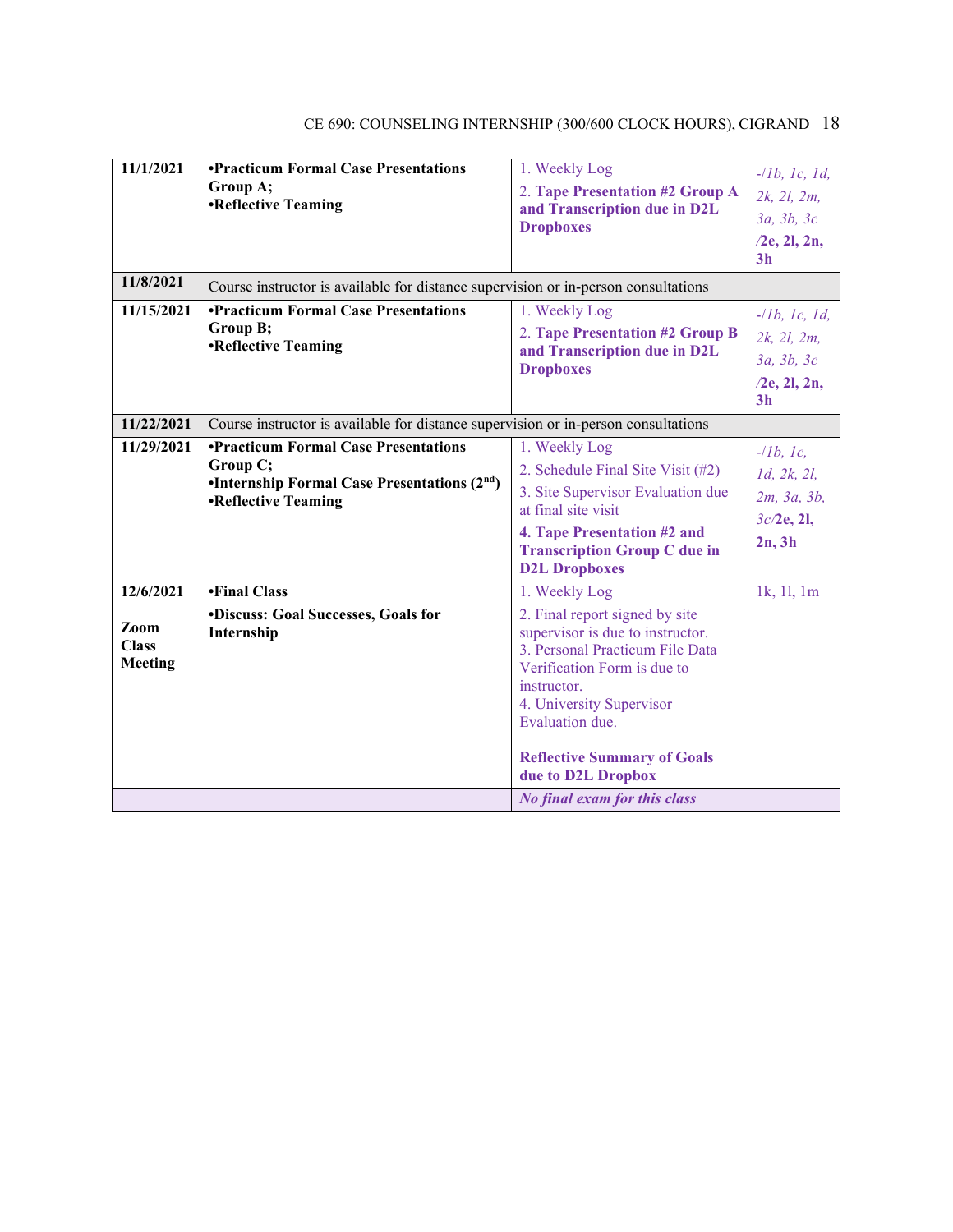| | | | |
|---|---|---|---|
| **11/1/2021** | **•Practicum Formal Case Presentations Group A;**<br>**•Reflective Teaming** | 1. Weekly Log<br>2. **Tape Presentation #2 Group A and Transcription due in D2L Dropboxes** | *-/1b, 1c, 1d, 2k, 2l, 2m, 3a, 3b, 3c* /**2e, 2l, 2n, 3h** |
| **11/8/2021** | Course instructor is available for distance supervision or in-person consultations | | |
| **11/15/2021** | **•Practicum Formal Case Presentations Group B;**<br>**•Reflective Teaming** | 1. Weekly Log<br>2. **Tape Presentation #2 Group B and Transcription due in D2L Dropboxes** | *-/1b, 1c, 1d, 2k, 2l, 2m, 3a, 3b, 3c* /**2e, 2l, 2n, 3h** |
| **11/22/2021** | Course instructor is available for distance supervision or in-person consultations | | |
| **11/29/2021** | **•Practicum Formal Case Presentations Group C;**<br>**•Internship Formal Case Presentations (2nd)**<br>**•Reflective Teaming** | 1. Weekly Log<br>2. Schedule Final Site Visit (#2)<br>3. Site Supervisor Evaluation due at final site visit<br>**4. Tape Presentation #2 and Transcription Group C due in D2L Dropboxes** | *-/1b, 1c, 1d, 2k, 2l, 2m, 3a, 3b, 3c*/**2e, 2l, 2n, 3h** |
| **12/6/2021**<br><br>**Zoom Class Meeting** | **•Final Class**<br>**•Discuss: Goal Successes, Goals for Internship** | 1. Weekly Log<br>2. Final report signed by site supervisor is due to instructor.<br>3. Personal Practicum File Data Verification Form is due to instructor.<br>4. University Supervisor Evaluation due.<br><br>**Reflective Summary of Goals due to D2L Dropbox** | 1k, 1l, 1m |
| | | ***No final exam for this class*** | |